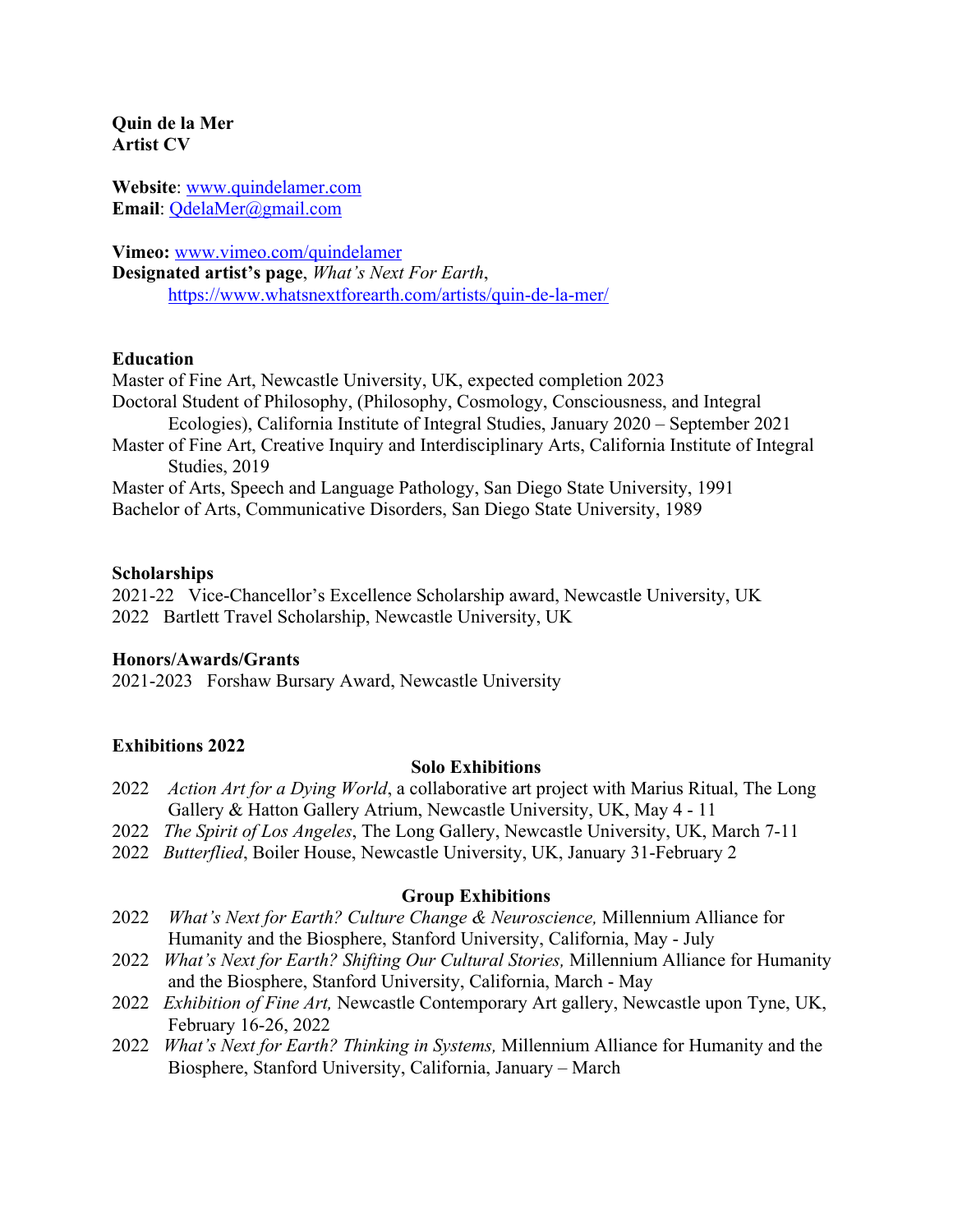**Quin de la Mer**
**Artist CV**

**Website**: www.quindelamer.com
**Email**: QdelaMer@gmail.com

**Vimeo:** www.vimeo.com/quindelamer
**Designated artist's page**, *What's Next For Earth*,
https://www.whatsnextforearth.com/artists/quin-de-la-mer/

## Education

Master of Fine Art, Newcastle University, UK, expected completion 2023
Doctoral Student of Philosophy, (Philosophy, Cosmology, Consciousness, and Integral Ecologies), California Institute of Integral Studies, January 2020 – September 2021
Master of Fine Art, Creative Inquiry and Interdisciplinary Arts, California Institute of Integral Studies, 2019
Master of Arts, Speech and Language Pathology, San Diego State University, 1991
Bachelor of Arts, Communicative Disorders, San Diego State University, 1989

## Scholarships

2021-22 Vice-Chancellor's Excellence Scholarship award, Newcastle University, UK
2022 Bartlett Travel Scholarship, Newcastle University, UK

## Honors/Awards/Grants

2021-2023 Forshaw Bursary Award, Newcastle University

## Exhibitions 2022

### Solo Exhibitions

- 2022 *Action Art for a Dying World*, a collaborative art project with Marius Ritual, The Long Gallery & Hatton Gallery Atrium, Newcastle University, UK, May 4 - 11
- 2022 *The Spirit of Los Angeles*, The Long Gallery, Newcastle University, UK, March 7-11
- 2022 *Butterflied*, Boiler House, Newcastle University, UK, January 31-February 2

### Group Exhibitions

- 2022 *What's Next for Earth? Culture Change & Neuroscience,* Millennium Alliance for Humanity and the Biosphere, Stanford University, California, May - July
- 2022 *What's Next for Earth? Shifting Our Cultural Stories,* Millennium Alliance for Humanity and the Biosphere, Stanford University, California, March - May
- 2022 *Exhibition of Fine Art,* Newcastle Contemporary Art gallery, Newcastle upon Tyne, UK, February 16-26, 2022
- 2022 *What's Next for Earth? Thinking in Systems,* Millennium Alliance for Humanity and the Biosphere, Stanford University, California, January – March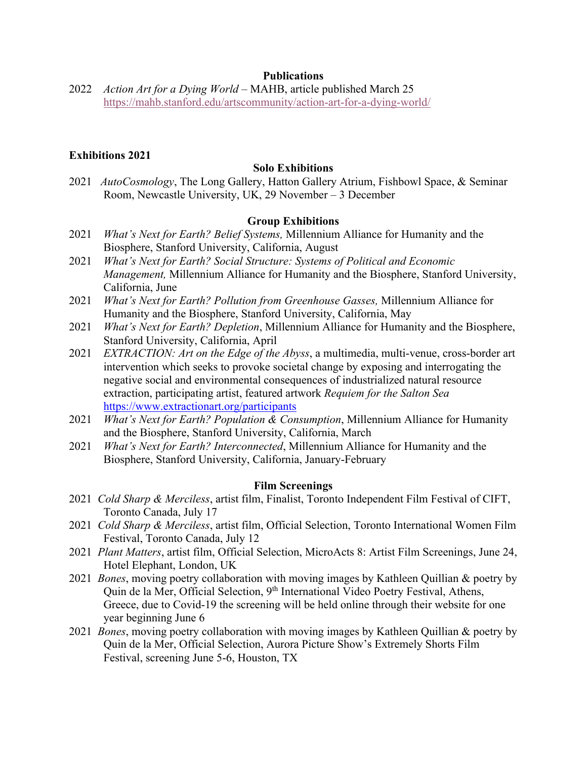## Publications

2022 *Action Art for a Dying World* – MAHB, article published March 25
https://mahb.stanford.edu/artscommunity/action-art-for-a-dying-world/

## Exhibitions 2021

### Solo Exhibitions

2021 *AutoCosmology*, The Long Gallery, Hatton Gallery Atrium, Fishbowl Space, & Seminar Room, Newcastle University, UK, 29 November – 3 December

### Group Exhibitions

2021 *What's Next for Earth? Belief Systems,* Millennium Alliance for Humanity and the Biosphere, Stanford University, California, August

2021 *What's Next for Earth? Social Structure: Systems of Political and Economic Management,* Millennium Alliance for Humanity and the Biosphere, Stanford University, California, June

2021 *What's Next for Earth? Pollution from Greenhouse Gasses,* Millennium Alliance for Humanity and the Biosphere, Stanford University, California, May

2021 *What's Next for Earth? Depletion*, Millennium Alliance for Humanity and the Biosphere, Stanford University, California, April

2021 *EXTRACTION: Art on the Edge of the Abyss*, a multimedia, multi-venue, cross-border art intervention which seeks to provoke societal change by exposing and interrogating the negative social and environmental consequences of industrialized natural resource extraction, participating artist, featured artwork *Requiem for the Salton Sea*
https://www.extractionart.org/participants

2021 *What's Next for Earth? Population & Consumption*, Millennium Alliance for Humanity and the Biosphere, Stanford University, California, March

2021 *What's Next for Earth? Interconnected*, Millennium Alliance for Humanity and the Biosphere, Stanford University, California, January-February

### Film Screenings

2021 *Cold Sharp & Merciless*, artist film, Finalist, Toronto Independent Film Festival of CIFT, Toronto Canada, July 17

2021 *Cold Sharp & Merciless*, artist film, Official Selection, Toronto International Women Film Festival, Toronto Canada, July 12

2021 *Plant Matters*, artist film, Official Selection, MicroActs 8: Artist Film Screenings, June 24, Hotel Elephant, London, UK

2021 *Bones*, moving poetry collaboration with moving images by Kathleen Quillian & poetry by Quin de la Mer, Official Selection, 9th International Video Poetry Festival, Athens, Greece, due to Covid-19 the screening will be held online through their website for one year beginning June 6

2021 *Bones*, moving poetry collaboration with moving images by Kathleen Quillian & poetry by Quin de la Mer, Official Selection, Aurora Picture Show's Extremely Shorts Film Festival, screening June 5-6, Houston, TX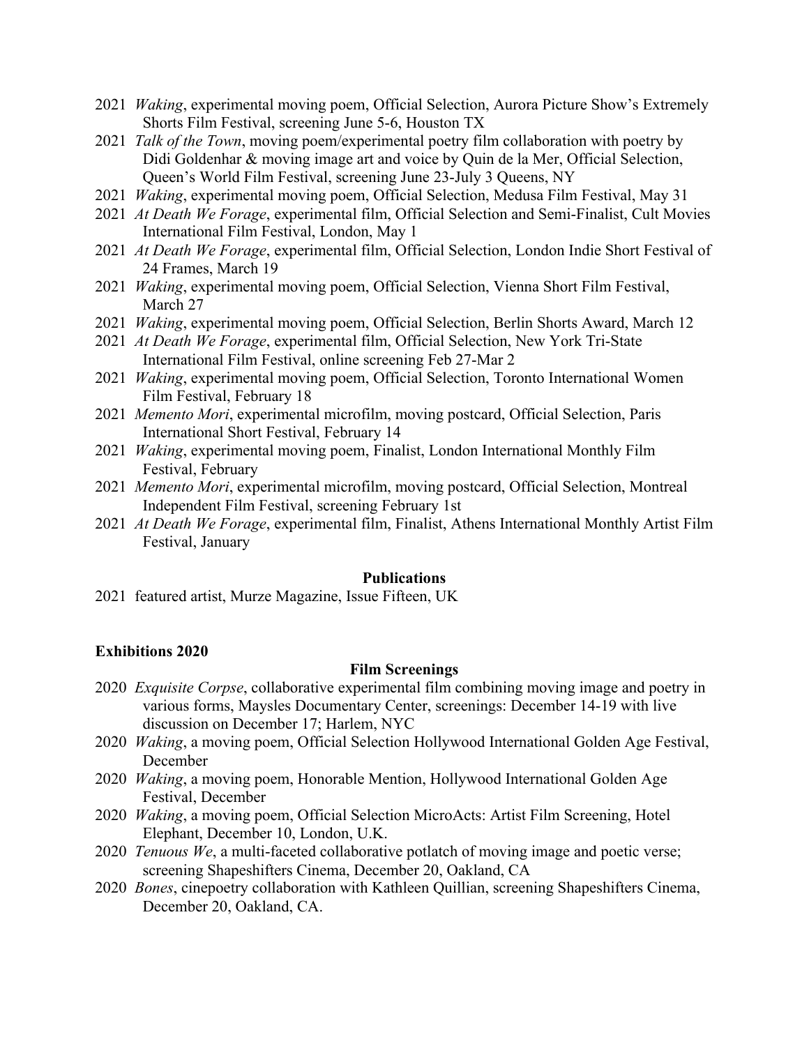- 2021 *Waking*, experimental moving poem, Official Selection, Aurora Picture Show's Extremely Shorts Film Festival, screening June 5-6, Houston TX
- 2021 *Talk of the Town*, moving poem/experimental poetry film collaboration with poetry by Didi Goldenhar & moving image art and voice by Quin de la Mer, Official Selection, Queen's World Film Festival, screening June 23-July 3 Queens, NY
- 2021 *Waking*, experimental moving poem, Official Selection, Medusa Film Festival, May 31
- 2021 *At Death We Forage*, experimental film, Official Selection and Semi-Finalist, Cult Movies International Film Festival, London, May 1
- 2021 *At Death We Forage*, experimental film, Official Selection, London Indie Short Festival of 24 Frames, March 19
- 2021 *Waking*, experimental moving poem, Official Selection, Vienna Short Film Festival, March 27
- 2021 *Waking*, experimental moving poem, Official Selection, Berlin Shorts Award, March 12
- 2021 *At Death We Forage*, experimental film, Official Selection, New York Tri-State International Film Festival, online screening Feb 27-Mar 2
- 2021 *Waking*, experimental moving poem, Official Selection, Toronto International Women Film Festival, February 18
- 2021 *Memento Mori*, experimental microfilm, moving postcard, Official Selection, Paris International Short Festival, February 14
- 2021 *Waking*, experimental moving poem, Finalist, London International Monthly Film Festival, February
- 2021 *Memento Mori*, experimental microfilm, moving postcard, Official Selection, Montreal Independent Film Festival, screening February 1st
- 2021 *At Death We Forage*, experimental film, Finalist, Athens International Monthly Artist Film Festival, January

**Publications**

- 2021 featured artist, Murze Magazine, Issue Fifteen, UK

**Exhibitions 2020**

**Film Screenings**

- 2020 *Exquisite Corpse*, collaborative experimental film combining moving image and poetry in various forms, Maysles Documentary Center, screenings: December 14-19 with live discussion on December 17; Harlem, NYC
- 2020 *Waking*, a moving poem, Official Selection Hollywood International Golden Age Festival, December
- 2020 *Waking*, a moving poem, Honorable Mention, Hollywood International Golden Age Festival, December
- 2020 *Waking*, a moving poem, Official Selection MicroActs: Artist Film Screening, Hotel Elephant, December 10, London, U.K.
- 2020 *Tenuous We*, a multi-faceted collaborative potlatch of moving image and poetic verse; screening Shapeshifters Cinema, December 20, Oakland, CA
- 2020 *Bones*, cinepoetry collaboration with Kathleen Quillian, screening Shapeshifters Cinema, December 20, Oakland, CA.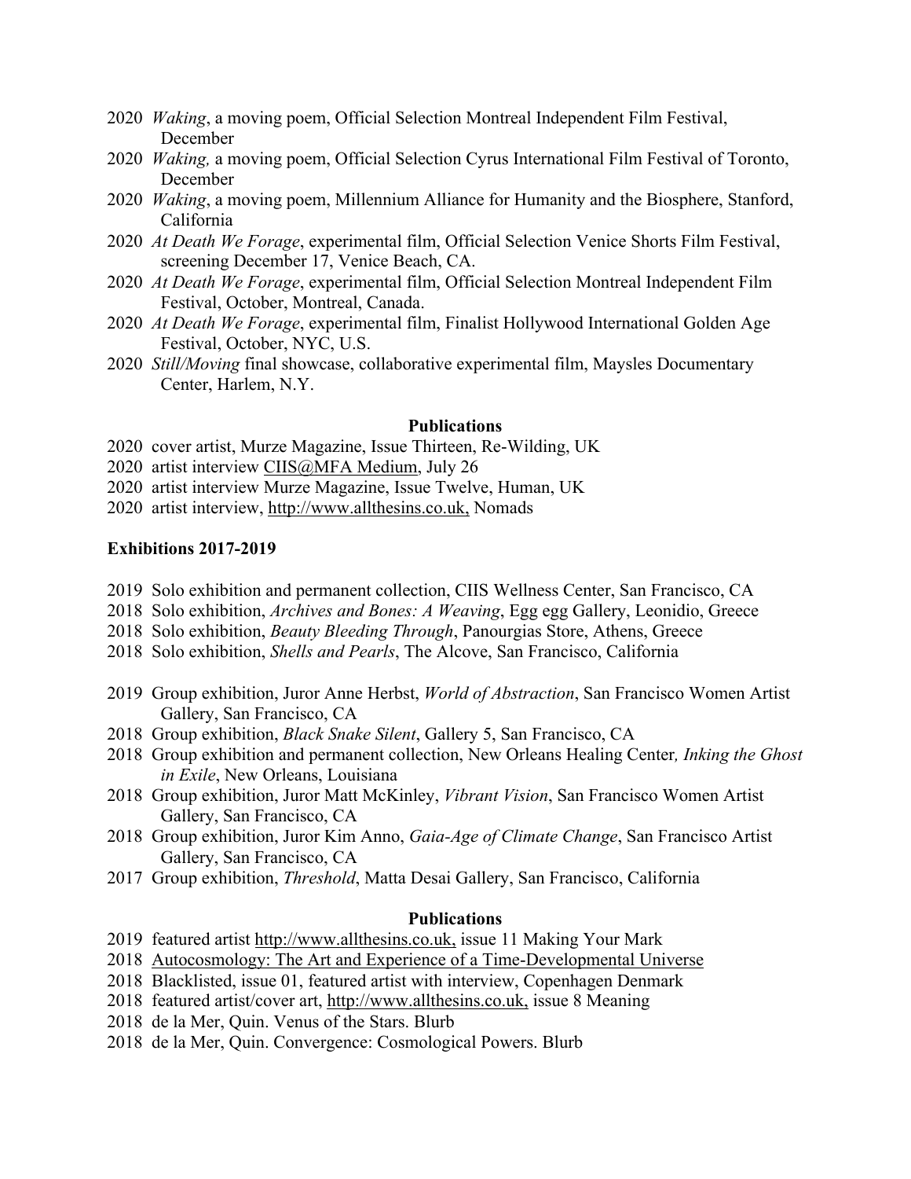- 2020 *Waking*, a moving poem, Official Selection Montreal Independent Film Festival, December
- 2020 *Waking,* a moving poem, Official Selection Cyrus International Film Festival of Toronto, December
- 2020 *Waking*, a moving poem, Millennium Alliance for Humanity and the Biosphere, Stanford, California
- 2020 *At Death We Forage*, experimental film, Official Selection Venice Shorts Film Festival, screening December 17, Venice Beach, CA.
- 2020 *At Death We Forage*, experimental film, Official Selection Montreal Independent Film Festival, October, Montreal, Canada.
- 2020 *At Death We Forage*, experimental film, Finalist Hollywood International Golden Age Festival, October, NYC, U.S.
- 2020 *Still/Moving* final showcase, collaborative experimental film, Maysles Documentary Center, Harlem, N.Y.

**Publications**

- 2020 cover artist, Murze Magazine, Issue Thirteen, Re-Wilding, UK
- 2020 artist interview CIIS@MFA Medium, July 26
- 2020 artist interview Murze Magazine, Issue Twelve, Human, UK
- 2020 artist interview, http://www.allthesins.co.uk, Nomads

**Exhibitions 2017-2019**

- 2019 Solo exhibition and permanent collection, CIIS Wellness Center, San Francisco, CA
- 2018 Solo exhibition, *Archives and Bones: A Weaving*, Egg egg Gallery, Leonidio, Greece
- 2018 Solo exhibition, *Beauty Bleeding Through*, Panourgias Store, Athens, Greece
- 2018 Solo exhibition, *Shells and Pearls*, The Alcove, San Francisco, California

- 2019 Group exhibition, Juror Anne Herbst, *World of Abstraction*, San Francisco Women Artist Gallery, San Francisco, CA
- 2018 Group exhibition, *Black Snake Silent*, Gallery 5, San Francisco, CA
- 2018 Group exhibition and permanent collection, New Orleans Healing Center*, Inking the Ghost in Exile*, New Orleans, Louisiana
- 2018 Group exhibition, Juror Matt McKinley, *Vibrant Vision*, San Francisco Women Artist Gallery, San Francisco, CA
- 2018 Group exhibition, Juror Kim Anno, *Gaia-Age of Climate Change*, San Francisco Artist Gallery, San Francisco, CA
- 2017 Group exhibition, *Threshold*, Matta Desai Gallery, San Francisco, California

**Publications**

- 2019 featured artist http://www.allthesins.co.uk, issue 11 Making Your Mark
- 2018 Autocosmology: The Art and Experience of a Time-Developmental Universe
- 2018 Blacklisted, issue 01, featured artist with interview, Copenhagen Denmark
- 2018 featured artist/cover art, http://www.allthesins.co.uk, issue 8 Meaning
- 2018 de la Mer, Quin. Venus of the Stars. Blurb
- 2018 de la Mer, Quin. Convergence: Cosmological Powers. Blurb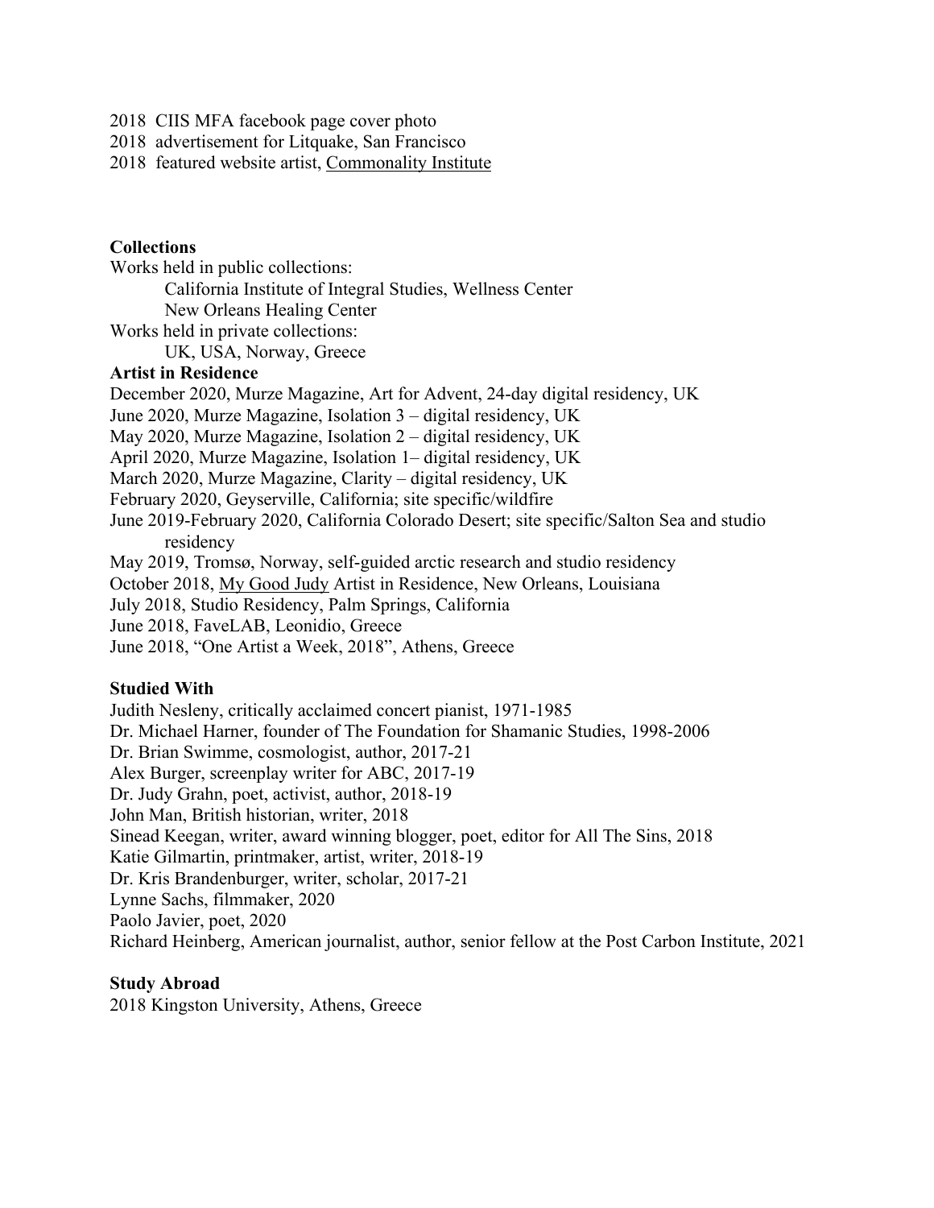2018 CIIS MFA facebook page cover photo
2018 advertisement for Litquake, San Francisco
2018 featured website artist, Commonality Institute

**Collections**

Works held in public collections:

- California Institute of Integral Studies, Wellness Center
- New Orleans Healing Center

Works held in private collections:

- UK, USA, Norway, Greece

**Artist in Residence**

December 2020, Murze Magazine, Art for Advent, 24-day digital residency, UK
June 2020, Murze Magazine, Isolation 3 – digital residency, UK
May 2020, Murze Magazine, Isolation 2 – digital residency, UK
April 2020, Murze Magazine, Isolation 1– digital residency, UK
March 2020, Murze Magazine, Clarity – digital residency, UK
February 2020, Geyserville, California; site specific/wildfire
June 2019-February 2020, California Colorado Desert; site specific/Salton Sea and studio residency
May 2019, Tromsø, Norway, self-guided arctic research and studio residency
October 2018, My Good Judy Artist in Residence, New Orleans, Louisiana
July 2018, Studio Residency, Palm Springs, California
June 2018, FaveLAB, Leonidio, Greece
June 2018, "One Artist a Week, 2018", Athens, Greece

**Studied With**

Judith Nesleny, critically acclaimed concert pianist, 1971-1985
Dr. Michael Harner, founder of The Foundation for Shamanic Studies, 1998-2006
Dr. Brian Swimme, cosmologist, author, 2017-21
Alex Burger, screenplay writer for ABC, 2017-19
Dr. Judy Grahn, poet, activist, author, 2018-19
John Man, British historian, writer, 2018
Sinead Keegan, writer, award winning blogger, poet, editor for All The Sins, 2018
Katie Gilmartin, printmaker, artist, writer, 2018-19
Dr. Kris Brandenburger, writer, scholar, 2017-21
Lynne Sachs, filmmaker, 2020
Paolo Javier, poet, 2020
Richard Heinberg, American journalist, author, senior fellow at the Post Carbon Institute, 2021

**Study Abroad**

2018 Kingston University, Athens, Greece